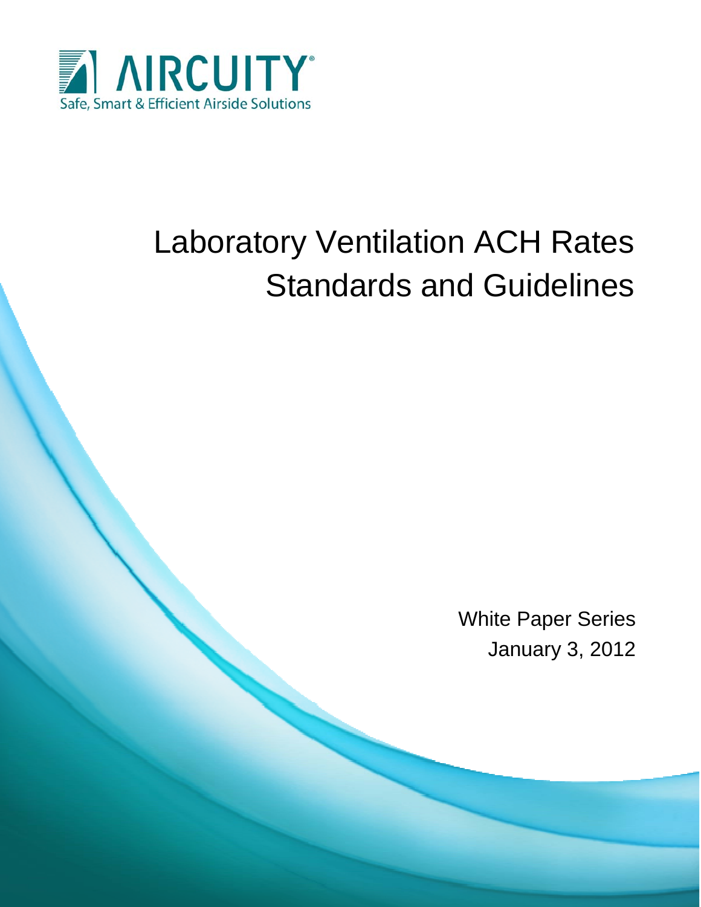AIRCUITY®

Safe, Smart & Efficient Airside Solutions

# Laboratory Ventilation ACH Rates Standards and Guidelines

White Paper Series

January 3, 2012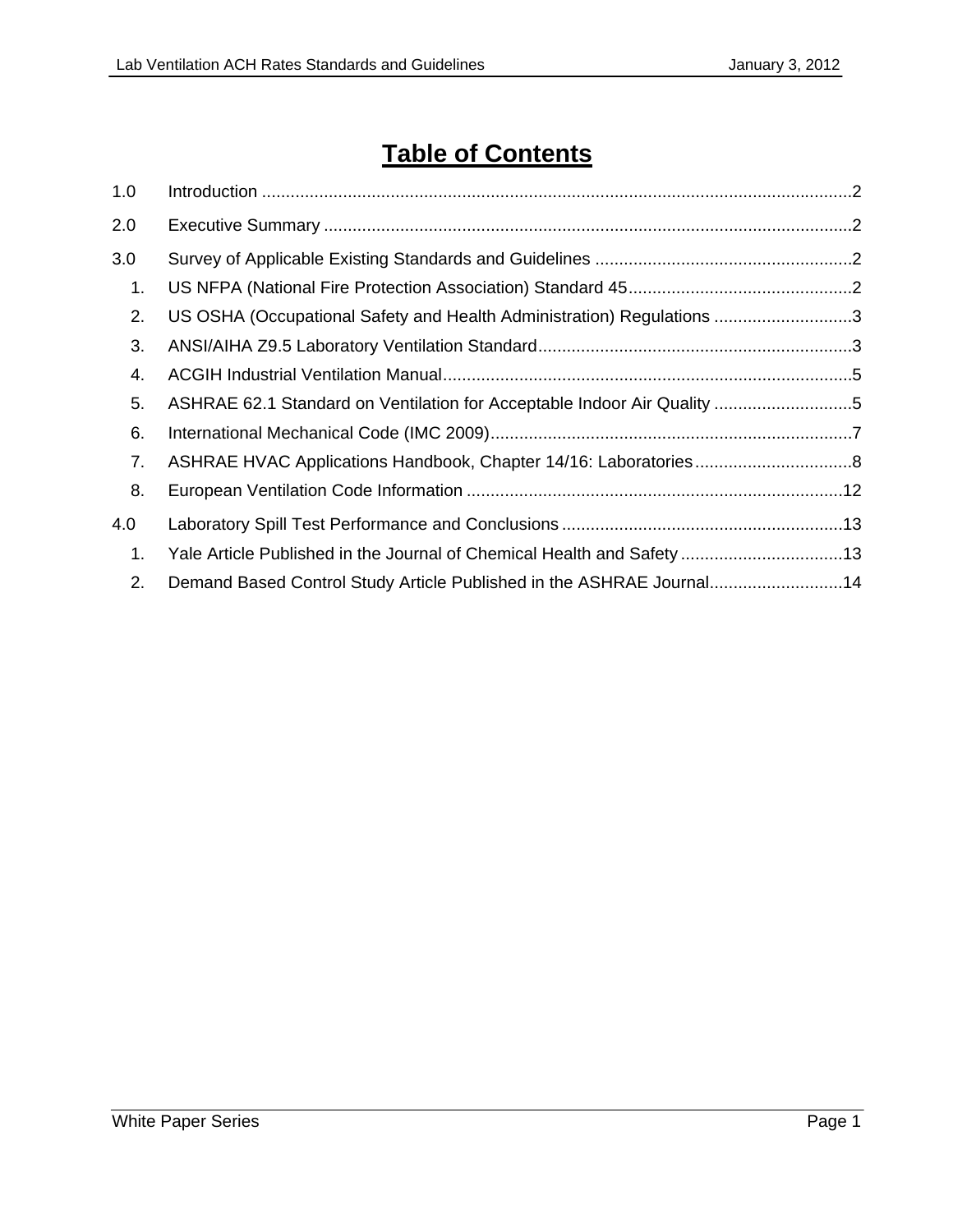# Table of Contents

1.0 Introduction ........................................................................................................................2

2.0 Executive Summary ............................................................................................................2

3.0 Survey of Applicable Existing Standards and Guidelines ......................................................2

1. US NFPA (National Fire Protection Association) Standard 45...............................................2
2. US OSHA (Occupational Safety and Health Administration) Regulations .............................3
3. ANSI/AIHA Z9.5 Laboratory Ventilation Standard.................................................................3
4. ACGIH Industrial Ventilation Manual......................................................................................5
5. ASHRAE 62.1 Standard on Ventilation for Acceptable Indoor Air Quality .............................5
6. International Mechanical Code (IMC 2009)............................................................................7
7. ASHRAE HVAC Applications Handbook, Chapter 14/16: Laboratories.................................8
8. European Ventilation Code Information ...............................................................................12

4.0 Laboratory Spill Test Performance and Conclusions ...........................................................13

1. Yale Article Published in the Journal of Chemical Health and Safety ..................................13
2. Demand Based Control Study Article Published in the ASHRAE Journal............................14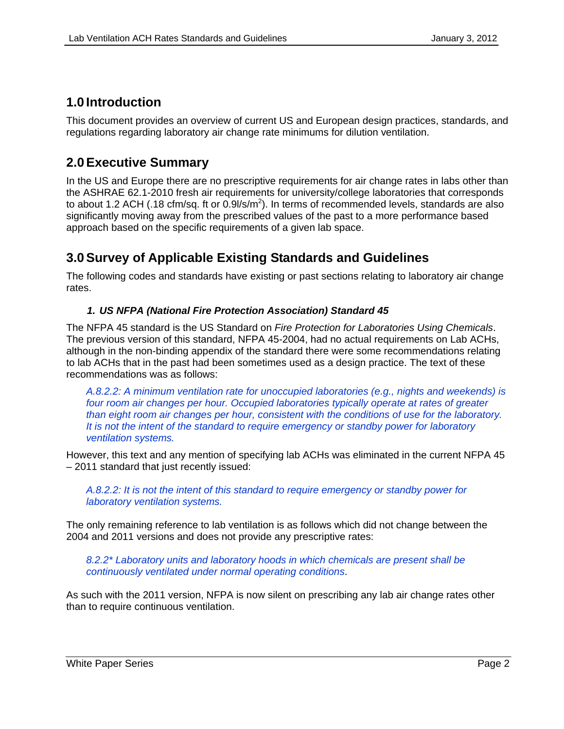## 1.0 Introduction

This document provides an overview of current US and European design practices, standards, and regulations regarding laboratory air change rate minimums for dilution ventilation.

## 2.0 Executive Summary

In the US and Europe there are no prescriptive requirements for air change rates in labs other than the ASHRAE 62.1-2010 fresh air requirements for university/college laboratories that corresponds to about 1.2 ACH (.18 cfm/sq. ft or 0.9l/s/m$^2$). In terms of recommended levels, standards are also significantly moving away from the prescribed values of the past to a more performance based approach based on the specific requirements of a given lab space.

## 3.0 Survey of Applicable Existing Standards and Guidelines

The following codes and standards have existing or past sections relating to laboratory air change rates.

### *1. US NFPA (National Fire Protection Association) Standard 45*

The NFPA 45 standard is the US Standard on *Fire Protection for Laboratories Using Chemicals*. The previous version of this standard, NFPA 45-2004, had no actual requirements on Lab ACHs, although in the non-binding appendix of the standard there were some recommendations relating to lab ACHs that in the past had been sometimes used as a design practice. The text of these recommendations was as follows:

> *A.8.2.2: A minimum ventilation rate for unoccupied laboratories (e.g., nights and weekends) is four room air changes per hour. Occupied laboratories typically operate at rates of greater than eight room air changes per hour, consistent with the conditions of use for the laboratory. It is not the intent of the standard to require emergency or standby power for laboratory ventilation systems.*

However, this text and any mention of specifying lab ACHs was eliminated in the current NFPA 45 – 2011 standard that just recently issued:

> *A.8.2.2: It is not the intent of this standard to require emergency or standby power for laboratory ventilation systems.*

The only remaining reference to lab ventilation is as follows which did not change between the 2004 and 2011 versions and does not provide any prescriptive rates:

> *8.2.2* Laboratory units and laboratory hoods in which chemicals are present shall be continuously ventilated under normal operating conditions*.

As such with the 2011 version, NFPA is now silent on prescribing any lab air change rates other than to require continuous ventilation.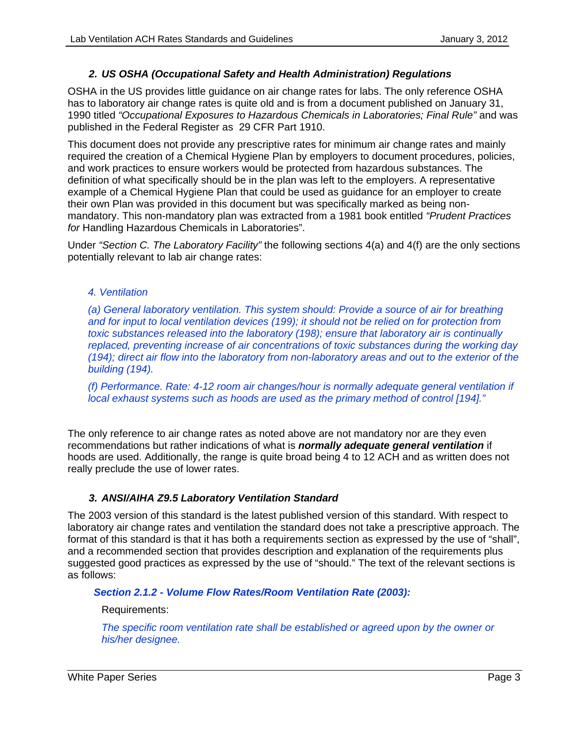### *2. US OSHA (Occupational Safety and Health Administration) Regulations*

OSHA in the US provides little guidance on air change rates for labs. The only reference OSHA has to laboratory air change rates is quite old and is from a document published on January 31, 1990 titled *"Occupational Exposures to Hazardous Chemicals in Laboratories; Final Rule"* and was published in the Federal Register as 29 CFR Part 1910.

This document does not provide any prescriptive rates for minimum air change rates and mainly required the creation of a Chemical Hygiene Plan by employers to document procedures, policies, and work practices to ensure workers would be protected from hazardous substances. The definition of what specifically should be in the plan was left to the employers. A representative example of a Chemical Hygiene Plan that could be used as guidance for an employer to create their own Plan was provided in this document but was specifically marked as being non-mandatory. This non-mandatory plan was extracted from a 1981 book entitled *"Prudent Practices for* Handling Hazardous Chemicals in Laboratories".

Under *"Section C. The Laboratory Facility"* the following sections 4(a) and 4(f) are the only sections potentially relevant to lab air change rates:

> *4. Ventilation*
>
> *(a) General laboratory ventilation. This system should: Provide a source of air for breathing and for input to local ventilation devices (199); it should not be relied on for protection from toxic substances released into the laboratory (198); ensure that laboratory air is continually replaced, preventing increase of air concentrations of toxic substances during the working day (194); direct air flow into the laboratory from non-laboratory areas and out to the exterior of the building (194).*
>
> *(f) Performance. Rate: 4-12 room air changes/hour is normally adequate general ventilation if local exhaust systems such as hoods are used as the primary method of control [194]."*

The only reference to air change rates as noted above are not mandatory nor are they even recommendations but rather indications of what is ***normally adequate general ventilation*** if hoods are used. Additionally, the range is quite broad being 4 to 12 ACH and as written does not really preclude the use of lower rates.

### *3. ANSI/AIHA Z9.5 Laboratory Ventilation Standard*

The 2003 version of this standard is the latest published version of this standard. With respect to laboratory air change rates and ventilation the standard does not take a prescriptive approach. The format of this standard is that it has both a requirements section as expressed by the use of "shall", and a recommended section that provides description and explanation of the requirements plus suggested good practices as expressed by the use of "should." The text of the relevant sections is as follows:

***Section 2.1.2 - Volume Flow Rates/Room Ventilation Rate (2003):***

Requirements:

*The specific room ventilation rate shall be established or agreed upon by the owner or his/her designee.*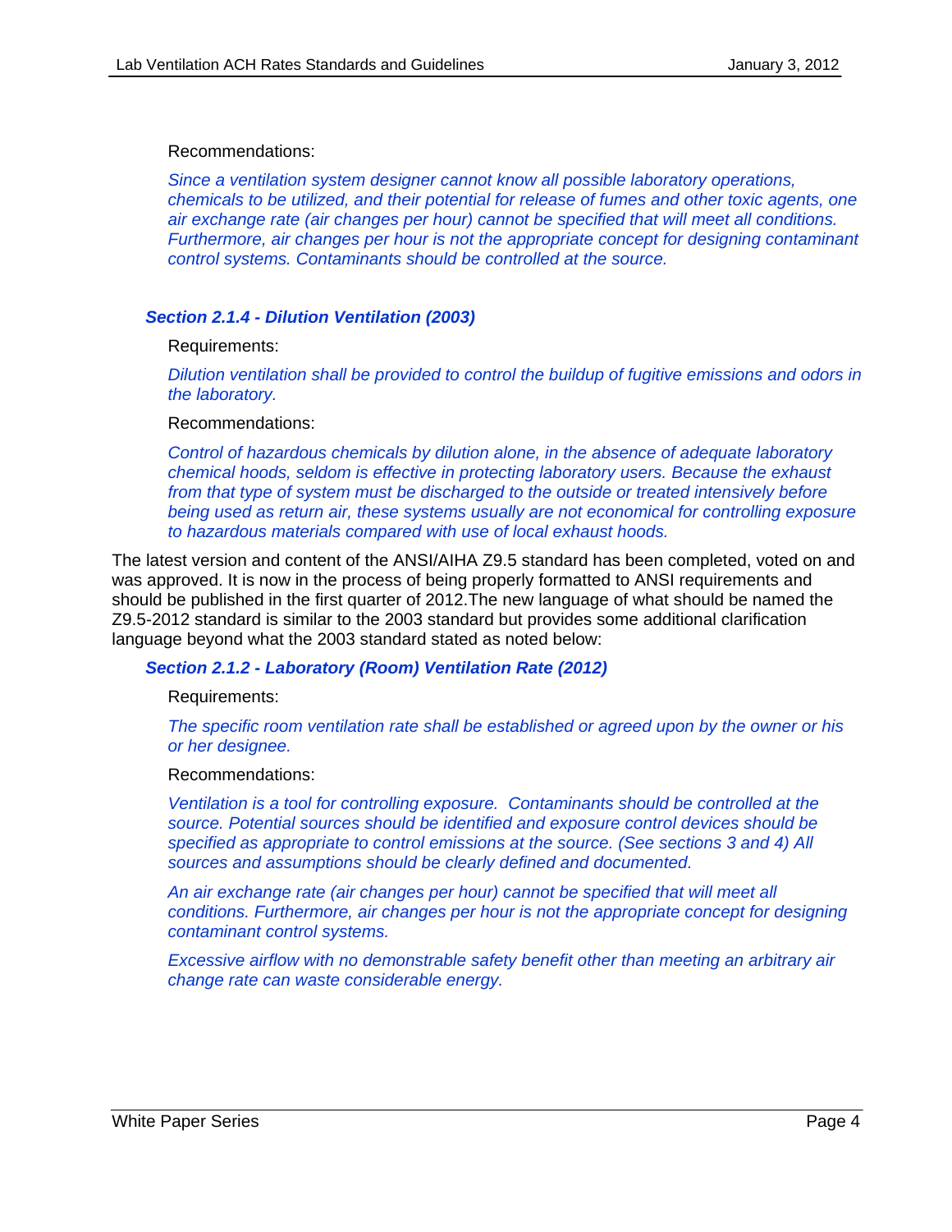Recommendations:

*Since a ventilation system designer cannot know all possible laboratory operations, chemicals to be utilized, and their potential for release of fumes and other toxic agents, one air exchange rate (air changes per hour) cannot be specified that will meet all conditions. Furthermore, air changes per hour is not the appropriate concept for designing contaminant control systems. Contaminants should be controlled at the source.*

### *Section 2.1.4 - Dilution Ventilation (2003)*

Requirements:

*Dilution ventilation shall be provided to control the buildup of fugitive emissions and odors in the laboratory.*

Recommendations:

*Control of hazardous chemicals by dilution alone, in the absence of adequate laboratory chemical hoods, seldom is effective in protecting laboratory users. Because the exhaust from that type of system must be discharged to the outside or treated intensively before being used as return air, these systems usually are not economical for controlling exposure to hazardous materials compared with use of local exhaust hoods.*

The latest version and content of the ANSI/AIHA Z9.5 standard has been completed, voted on and was approved. It is now in the process of being properly formatted to ANSI requirements and should be published in the first quarter of 2012.The new language of what should be named the Z9.5-2012 standard is similar to the 2003 standard but provides some additional clarification language beyond what the 2003 standard stated as noted below:

### *Section 2.1.2 - Laboratory (Room) Ventilation Rate (2012)*

Requirements:

*The specific room ventilation rate shall be established or agreed upon by the owner or his or her designee.*

Recommendations:

*Ventilation is a tool for controlling exposure. Contaminants should be controlled at the source. Potential sources should be identified and exposure control devices should be specified as appropriate to control emissions at the source. (See sections 3 and 4) All sources and assumptions should be clearly defined and documented.*

*An air exchange rate (air changes per hour) cannot be specified that will meet all conditions. Furthermore, air changes per hour is not the appropriate concept for designing contaminant control systems.*

*Excessive airflow with no demonstrable safety benefit other than meeting an arbitrary air change rate can waste considerable energy.*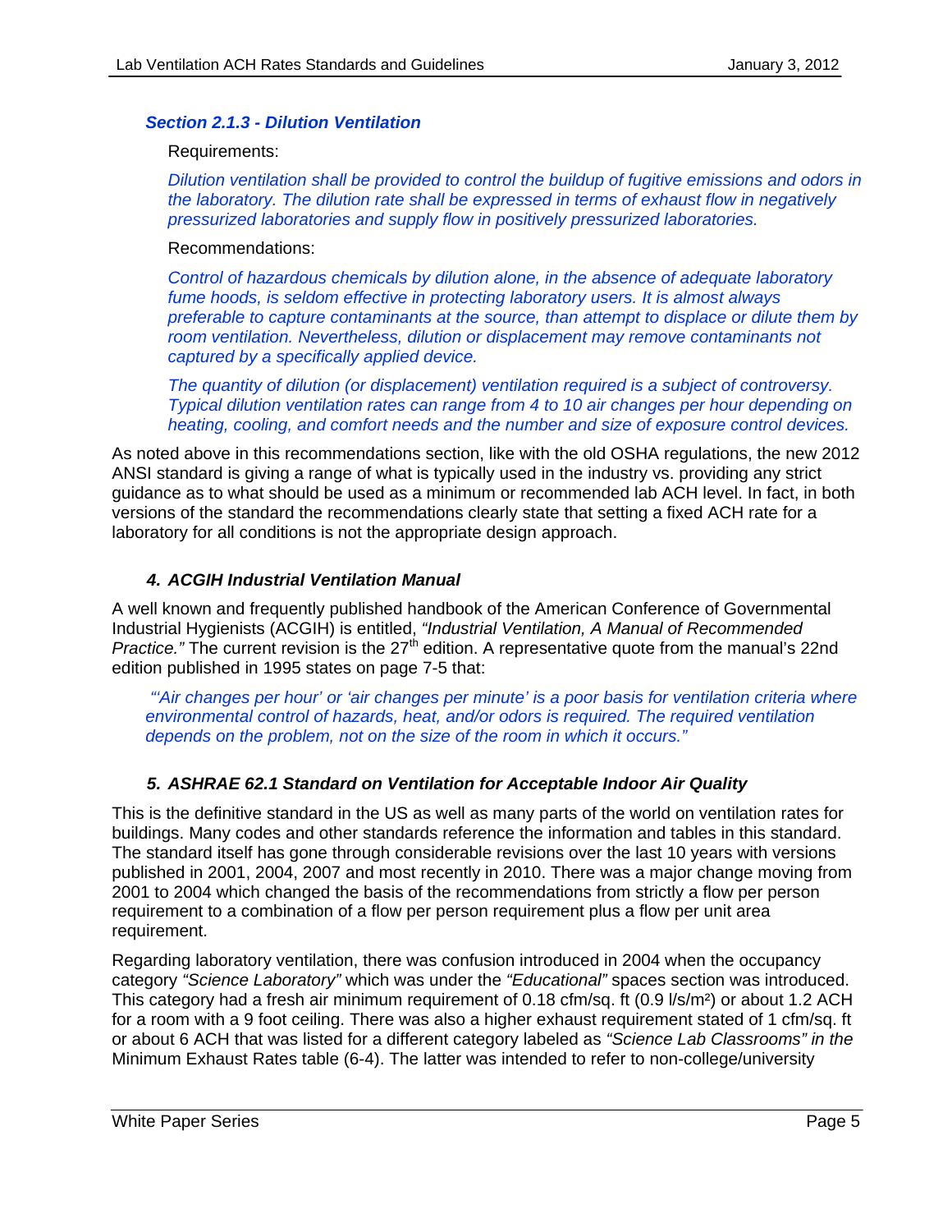### *Section 2.1.3 - Dilution Ventilation*

Requirements:

*Dilution ventilation shall be provided to control the buildup of fugitive emissions and odors in the laboratory. The dilution rate shall be expressed in terms of exhaust flow in negatively pressurized laboratories and supply flow in positively pressurized laboratories.*

Recommendations:

*Control of hazardous chemicals by dilution alone, in the absence of adequate laboratory fume hoods, is seldom effective in protecting laboratory users. It is almost always preferable to capture contaminants at the source, than attempt to displace or dilute them by room ventilation. Nevertheless, dilution or displacement may remove contaminants not captured by a specifically applied device.*

*The quantity of dilution (or displacement) ventilation required is a subject of controversy. Typical dilution ventilation rates can range from 4 to 10 air changes per hour depending on heating, cooling, and comfort needs and the number and size of exposure control devices.*

As noted above in this recommendations section, like with the old OSHA regulations, the new 2012 ANSI standard is giving a range of what is typically used in the industry vs. providing any strict guidance as to what should be used as a minimum or recommended lab ACH level. In fact, in both versions of the standard the recommendations clearly state that setting a fixed ACH rate for a laboratory for all conditions is not the appropriate design approach.

### *4. ACGIH Industrial Ventilation Manual*

A well known and frequently published handbook of the American Conference of Governmental Industrial Hygienists (ACGIH) is entitled, *"Industrial Ventilation, A Manual of Recommended Practice."* The current revision is the 27th edition. A representative quote from the manual's 22nd edition published in 1995 states on page 7-5 that:

*"'Air changes per hour' or 'air changes per minute' is a poor basis for ventilation criteria where environmental control of hazards, heat, and/or odors is required. The required ventilation depends on the problem, not on the size of the room in which it occurs."*

### *5. ASHRAE 62.1 Standard on Ventilation for Acceptable Indoor Air Quality*

This is the definitive standard in the US as well as many parts of the world on ventilation rates for buildings. Many codes and other standards reference the information and tables in this standard. The standard itself has gone through considerable revisions over the last 10 years with versions published in 2001, 2004, 2007 and most recently in 2010. There was a major change moving from 2001 to 2004 which changed the basis of the recommendations from strictly a flow per person requirement to a combination of a flow per person requirement plus a flow per unit area requirement.

Regarding laboratory ventilation, there was confusion introduced in 2004 when the occupancy category *"Science Laboratory"* which was under the *"Educational"* spaces section was introduced. This category had a fresh air minimum requirement of 0.18 cfm/sq. ft (0.9 l/s/m²) or about 1.2 ACH for a room with a 9 foot ceiling. There was also a higher exhaust requirement stated of 1 cfm/sq. ft or about 6 ACH that was listed for a different category labeled as *"Science Lab Classrooms" in the* Minimum Exhaust Rates table (6-4). The latter was intended to refer to non-college/university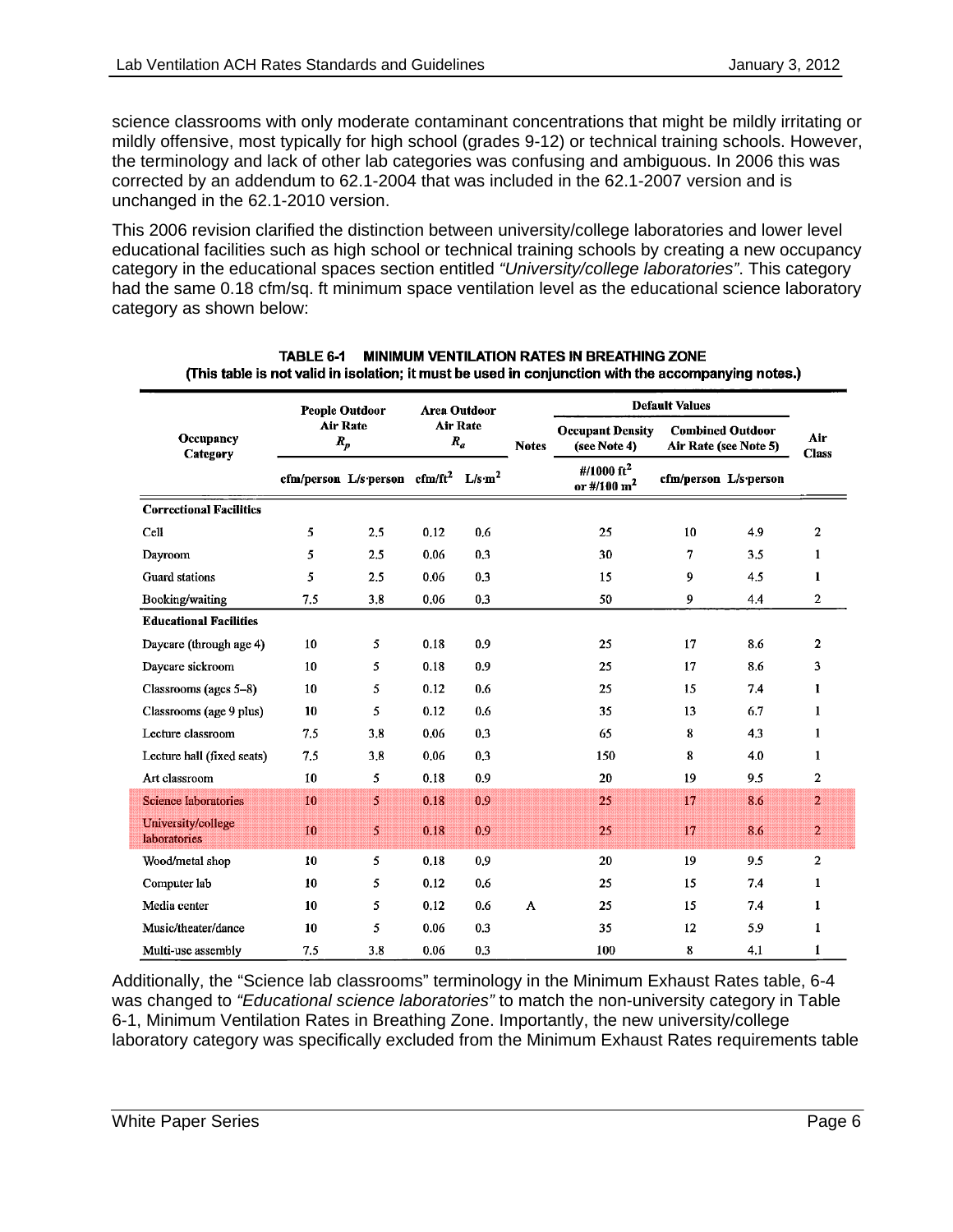science classrooms with only moderate contaminant concentrations that might be mildly irritating or mildly offensive, most typically for high school (grades 9-12) or technical training schools. However, the terminology and lack of other lab categories was confusing and ambiguous. In 2006 this was corrected by an addendum to 62.1-2004 that was included in the 62.1-2007 version and is unchanged in the 62.1-2010 version.

This 2006 revision clarified the distinction between university/college laboratories and lower level educational facilities such as high school or technical training schools by creating a new occupancy category in the educational spaces section entitled *"University/college laboratories"*. This category had the same 0.18 cfm/sq. ft minimum space ventilation level as the educational science laboratory category as shown below:

**TABLE 6-1 MINIMUM VENTILATION RATES IN BREATHING ZONE**
**(This table is not valid in isolation; it must be used in conjunction with the accompanying notes.)**

| Occupancy Category | People Outdoor Air Rate $R_p$ | | Area Outdoor Air Rate $R_a$ | | Notes | Default Values | | | Air Class |
|---|---|---|---|---|---|---|---|---|---|
| | | | | | | Occupant Density (see Note 4) | Combined Outdoor Air Rate (see Note 5) | | |
| | cfm/person | L/s·person | cfm/ft² | L/s·m² | | #/1000 ft² or #/100 m² | cfm/person | L/s·person | |
| **Correctional Facilities** | | | | | | | | | |
| Cell | 5 | 2.5 | 0.12 | 0.6 | | 25 | 10 | 4.9 | 2 |
| Dayroom | 5 | 2.5 | 0.06 | 0.3 | | 30 | 7 | 3.5 | 1 |
| Guard stations | 5 | 2.5 | 0.06 | 0.3 | | 15 | 9 | 4.5 | 1 |
| Booking/waiting | 7.5 | 3.8 | 0.06 | 0.3 | | 50 | 9 | 4.4 | 2 |
| **Educational Facilities** | | | | | | | | | |
| Daycare (through age 4) | 10 | 5 | 0.18 | 0.9 | | 25 | 17 | 8.6 | 2 |
| Daycare sickroom | 10 | 5 | 0.18 | 0.9 | | 25 | 17 | 8.6 | 3 |
| Classrooms (ages 5–8) | 10 | 5 | 0.12 | 0.6 | | 25 | 15 | 7.4 | 1 |
| Classrooms (age 9 plus) | 10 | 5 | 0.12 | 0.6 | | 35 | 13 | 6.7 | 1 |
| Lecture classroom | 7.5 | 3.8 | 0.06 | 0.3 | | 65 | 8 | 4.3 | 1 |
| Lecture hall (fixed seats) | 7.5 | 3.8 | 0.06 | 0.3 | | 150 | 8 | 4.0 | 1 |
| Art classroom | 10 | 5 | 0.18 | 0.9 | | 20 | 19 | 9.5 | 2 |
| Science laboratories | 10 | 5 | 0.18 | 0.9 | | 25 | 17 | 8.6 | 2 |
| University/college laboratories | 10 | 5 | 0.18 | 0.9 | | 25 | 17 | 8.6 | 2 |
| Wood/metal shop | 10 | 5 | 0.18 | 0.9 | | 20 | 19 | 9.5 | 2 |
| Computer lab | 10 | 5 | 0.12 | 0.6 | | 25 | 15 | 7.4 | 1 |
| Media center | 10 | 5 | 0.12 | 0.6 | A | 25 | 15 | 7.4 | 1 |
| Music/theater/dance | 10 | 5 | 0.06 | 0.3 | | 35 | 12 | 5.9 | 1 |
| Multi-use assembly | 7.5 | 3.8 | 0.06 | 0.3 | | 100 | 8 | 4.1 | 1 |

Additionally, the "Science lab classrooms" terminology in the Minimum Exhaust Rates table, 6-4 was changed to *"Educational science laboratories"* to match the non-university category in Table 6-1, Minimum Ventilation Rates in Breathing Zone. Importantly, the new university/college laboratory category was specifically excluded from the Minimum Exhaust Rates requirements table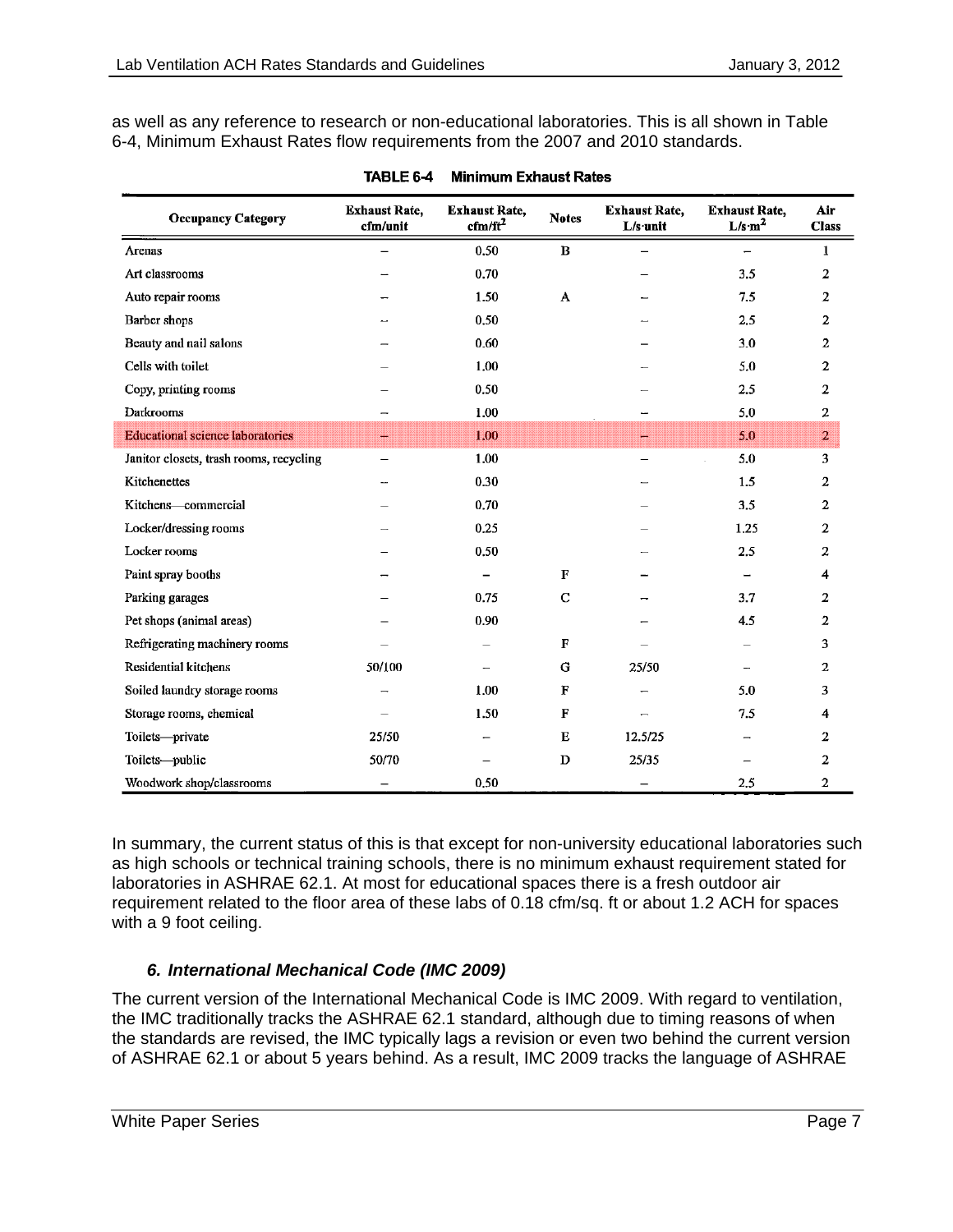as well as any reference to research or non-educational laboratories. This is all shown in Table 6-4, Minimum Exhaust Rates flow requirements from the 2007 and 2010 standards.

**TABLE 6-4 Minimum Exhaust Rates**

| Occupancy Category | Exhaust Rate, cfm/unit | Exhaust Rate, cfm/ft² | Notes | Exhaust Rate, L/s·unit | Exhaust Rate, L/s·m² | Air Class |
|---|---|---|---|---|---|---|
| Arenas | – | 0.50 | B | – | – | 1 |
| Art classrooms | – | 0.70 | | – | 3.5 | 2 |
| Auto repair rooms | – | 1.50 | A | – | 7.5 | 2 |
| Barber shops | – | 0.50 | | – | 2.5 | 2 |
| Beauty and nail salons | – | 0.60 | | – | 3.0 | 2 |
| Cells with toilet | – | 1.00 | | – | 5.0 | 2 |
| Copy, printing rooms | – | 0.50 | | – | 2.5 | 2 |
| Darkrooms | – | 1.00 | | – | 5.0 | 2 |
| Educational science laboratories | – | 1.00 | | – | 5.0 | 2 |
| Janitor closets, trash rooms, recycling | – | 1.00 | | – | 5.0 | 3 |
| Kitchenettes | – | 0.30 | | – | 1.5 | 2 |
| Kitchens—commercial | – | 0.70 | | – | 3.5 | 2 |
| Locker/dressing rooms | – | 0.25 | | – | 1.25 | 2 |
| Locker rooms | – | 0.50 | | – | 2.5 | 2 |
| Paint spray booths | – | – | F | – | – | 4 |
| Parking garages | – | 0.75 | C | – | 3.7 | 2 |
| Pet shops (animal areas) | – | 0.90 | | – | 4.5 | 2 |
| Refrigerating machinery rooms | – | – | F | – | – | 3 |
| Residential kitchens | 50/100 | – | G | 25/50 | – | 2 |
| Soiled laundry storage rooms | – | 1.00 | F | – | 5.0 | 3 |
| Storage rooms, chemical | – | 1.50 | F | – | 7.5 | 4 |
| Toilets—private | 25/50 | – | E | 12.5/25 | – | 2 |
| Toilets—public | 50/70 | – | D | 25/35 | – | 2 |
| Woodwork shop/classrooms | – | 0.50 | | – | 2.5 | 2 |

In summary, the current status of this is that except for non-university educational laboratories such as high schools or technical training schools, there is no minimum exhaust requirement stated for laboratories in ASHRAE 62.1. At most for educational spaces there is a fresh outdoor air requirement related to the floor area of these labs of 0.18 cfm/sq. ft or about 1.2 ACH for spaces with a 9 foot ceiling.

### *6. International Mechanical Code (IMC 2009)*

The current version of the International Mechanical Code is IMC 2009. With regard to ventilation, the IMC traditionally tracks the ASHRAE 62.1 standard, although due to timing reasons of when the standards are revised, the IMC typically lags a revision or even two behind the current version of ASHRAE 62.1 or about 5 years behind. As a result, IMC 2009 tracks the language of ASHRAE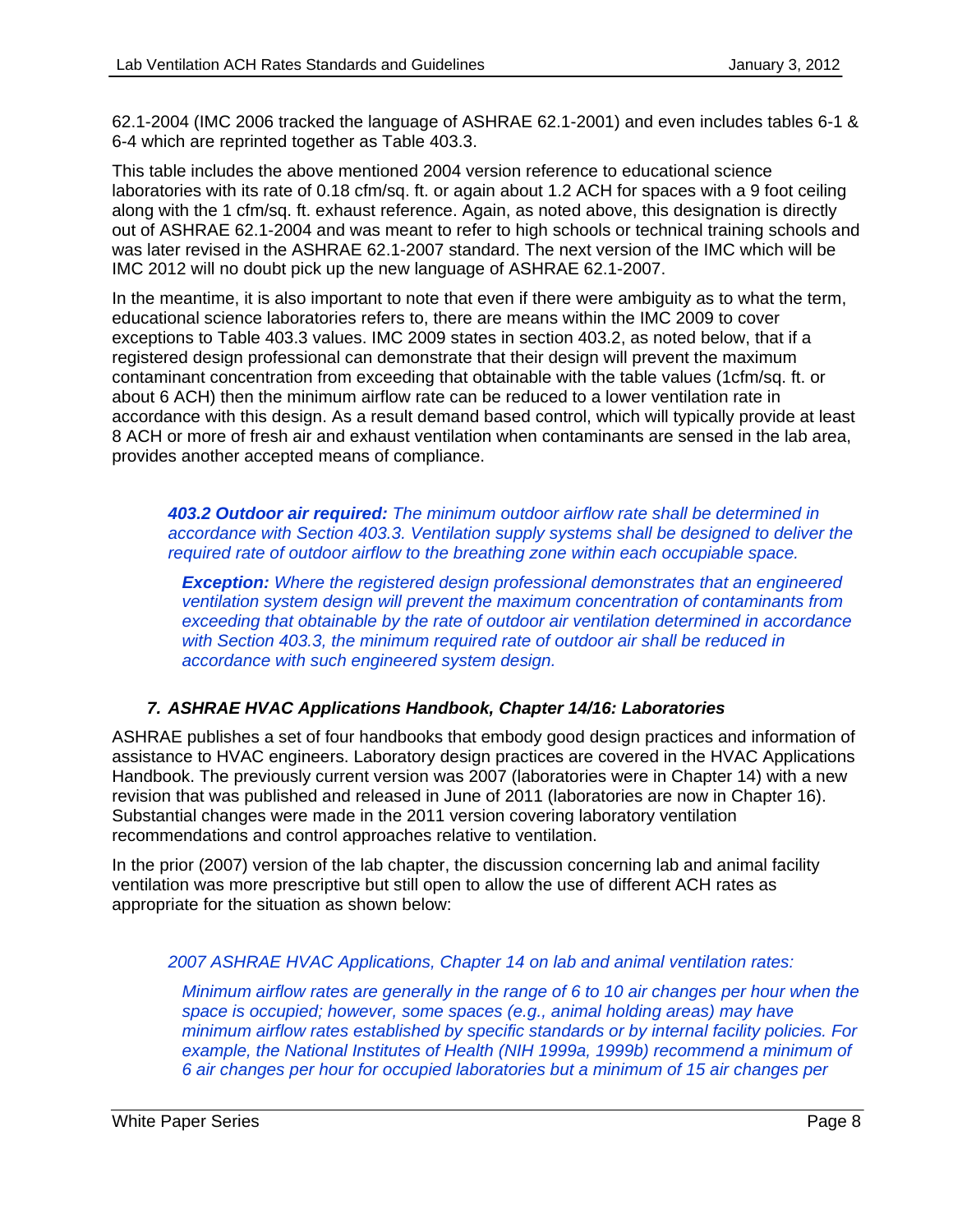62.1-2004 (IMC 2006 tracked the language of ASHRAE 62.1-2001) and even includes tables 6-1 & 6-4 which are reprinted together as Table 403.3.

This table includes the above mentioned 2004 version reference to educational science laboratories with its rate of 0.18 cfm/sq. ft. or again about 1.2 ACH for spaces with a 9 foot ceiling along with the 1 cfm/sq. ft. exhaust reference. Again, as noted above, this designation is directly out of ASHRAE 62.1-2004 and was meant to refer to high schools or technical training schools and was later revised in the ASHRAE 62.1-2007 standard. The next version of the IMC which will be IMC 2012 will no doubt pick up the new language of ASHRAE 62.1-2007.

In the meantime, it is also important to note that even if there were ambiguity as to what the term, educational science laboratories refers to, there are means within the IMC 2009 to cover exceptions to Table 403.3 values. IMC 2009 states in section 403.2, as noted below, that if a registered design professional can demonstrate that their design will prevent the maximum contaminant concentration from exceeding that obtainable with the table values (1cfm/sq. ft. or about 6 ACH) then the minimum airflow rate can be reduced to a lower ventilation rate in accordance with this design. As a result demand based control, which will typically provide at least 8 ACH or more of fresh air and exhaust ventilation when contaminants are sensed in the lab area, provides another accepted means of compliance.

> ***403.2 Outdoor air required:*** *The minimum outdoor airflow rate shall be determined in accordance with Section 403.3. Ventilation supply systems shall be designed to deliver the required rate of outdoor airflow to the breathing zone within each occupiable space.*
>
> > ***Exception:*** *Where the registered design professional demonstrates that an engineered ventilation system design will prevent the maximum concentration of contaminants from exceeding that obtainable by the rate of outdoor air ventilation determined in accordance with Section 403.3, the minimum required rate of outdoor air shall be reduced in accordance with such engineered system design.*

### *7. ASHRAE HVAC Applications Handbook, Chapter 14/16: Laboratories*

ASHRAE publishes a set of four handbooks that embody good design practices and information of assistance to HVAC engineers. Laboratory design practices are covered in the HVAC Applications Handbook. The previously current version was 2007 (laboratories were in Chapter 14) with a new revision that was published and released in June of 2011 (laboratories are now in Chapter 16). Substantial changes were made in the 2011 version covering laboratory ventilation recommendations and control approaches relative to ventilation.

In the prior (2007) version of the lab chapter, the discussion concerning lab and animal facility ventilation was more prescriptive but still open to allow the use of different ACH rates as appropriate for the situation as shown below:

> *2007 ASHRAE HVAC Applications, Chapter 14 on lab and animal ventilation rates:*
>
> > *Minimum airflow rates are generally in the range of 6 to 10 air changes per hour when the space is occupied; however, some spaces (e.g., animal holding areas) may have minimum airflow rates established by specific standards or by internal facility policies. For example, the National Institutes of Health (NIH 1999a, 1999b) recommend a minimum of 6 air changes per hour for occupied laboratories but a minimum of 15 air changes per*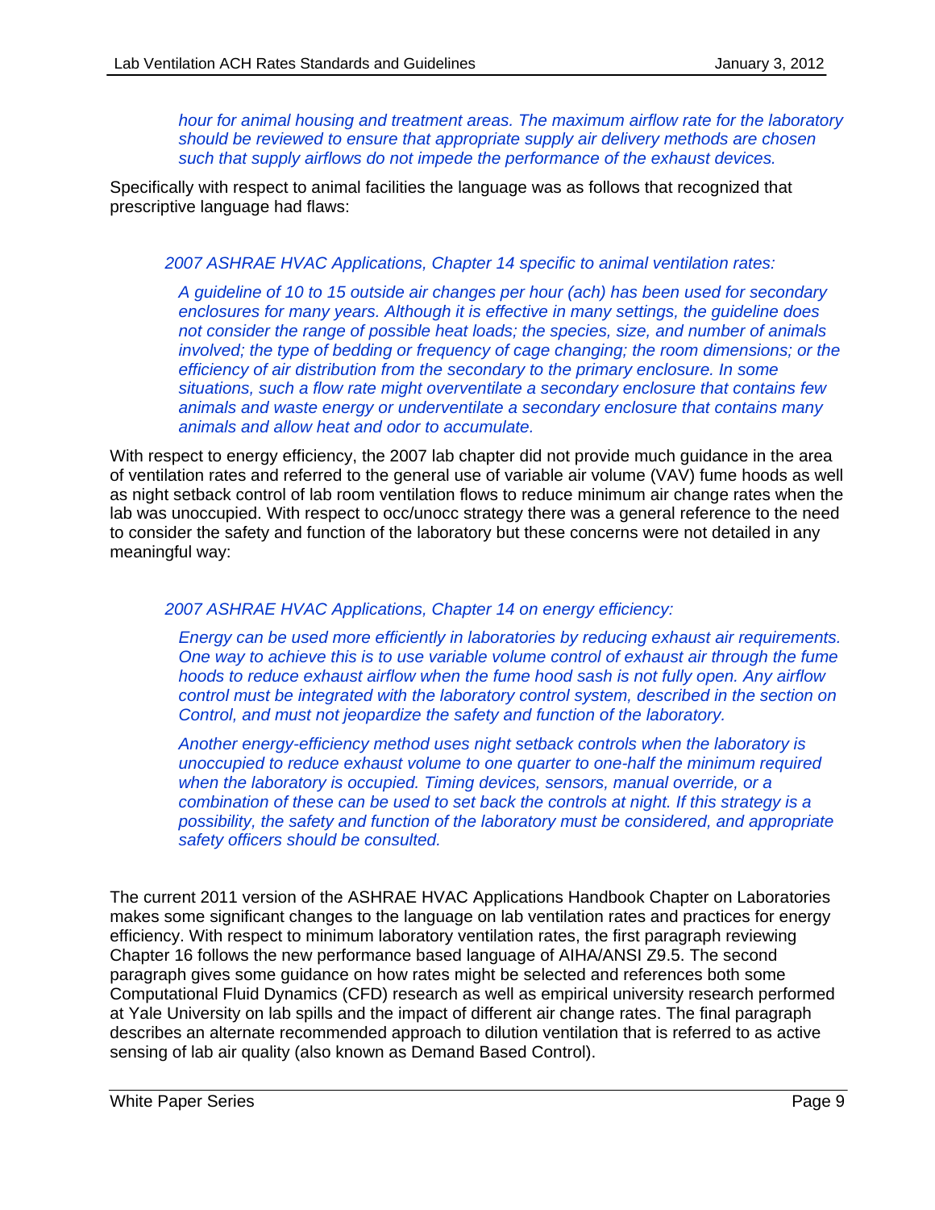*hour for animal housing and treatment areas. The maximum airflow rate for the laboratory should be reviewed to ensure that appropriate supply air delivery methods are chosen such that supply airflows do not impede the performance of the exhaust devices.*

Specifically with respect to animal facilities the language was as follows that recognized that prescriptive language had flaws:

*2007 ASHRAE HVAC Applications, Chapter 14 specific to animal ventilation rates:*

> *A guideline of 10 to 15 outside air changes per hour (ach) has been used for secondary enclosures for many years. Although it is effective in many settings, the guideline does not consider the range of possible heat loads; the species, size, and number of animals involved; the type of bedding or frequency of cage changing; the room dimensions; or the efficiency of air distribution from the secondary to the primary enclosure. In some situations, such a flow rate might overventilate a secondary enclosure that contains few animals and waste energy or underventilate a secondary enclosure that contains many animals and allow heat and odor to accumulate.*

With respect to energy efficiency, the 2007 lab chapter did not provide much guidance in the area of ventilation rates and referred to the general use of variable air volume (VAV) fume hoods as well as night setback control of lab room ventilation flows to reduce minimum air change rates when the lab was unoccupied. With respect to occ/unocc strategy there was a general reference to the need to consider the safety and function of the laboratory but these concerns were not detailed in any meaningful way:

*2007 ASHRAE HVAC Applications, Chapter 14 on energy efficiency:*

> *Energy can be used more efficiently in laboratories by reducing exhaust air requirements. One way to achieve this is to use variable volume control of exhaust air through the fume hoods to reduce exhaust airflow when the fume hood sash is not fully open. Any airflow control must be integrated with the laboratory control system, described in the section on Control, and must not jeopardize the safety and function of the laboratory.*
>
> *Another energy-efficiency method uses night setback controls when the laboratory is unoccupied to reduce exhaust volume to one quarter to one-half the minimum required when the laboratory is occupied. Timing devices, sensors, manual override, or a combination of these can be used to set back the controls at night. If this strategy is a possibility, the safety and function of the laboratory must be considered, and appropriate safety officers should be consulted.*

The current 2011 version of the ASHRAE HVAC Applications Handbook Chapter on Laboratories makes some significant changes to the language on lab ventilation rates and practices for energy efficiency. With respect to minimum laboratory ventilation rates, the first paragraph reviewing Chapter 16 follows the new performance based language of AIHA/ANSI Z9.5. The second paragraph gives some guidance on how rates might be selected and references both some Computational Fluid Dynamics (CFD) research as well as empirical university research performed at Yale University on lab spills and the impact of different air change rates. The final paragraph describes an alternate recommended approach to dilution ventilation that is referred to as active sensing of lab air quality (also known as Demand Based Control).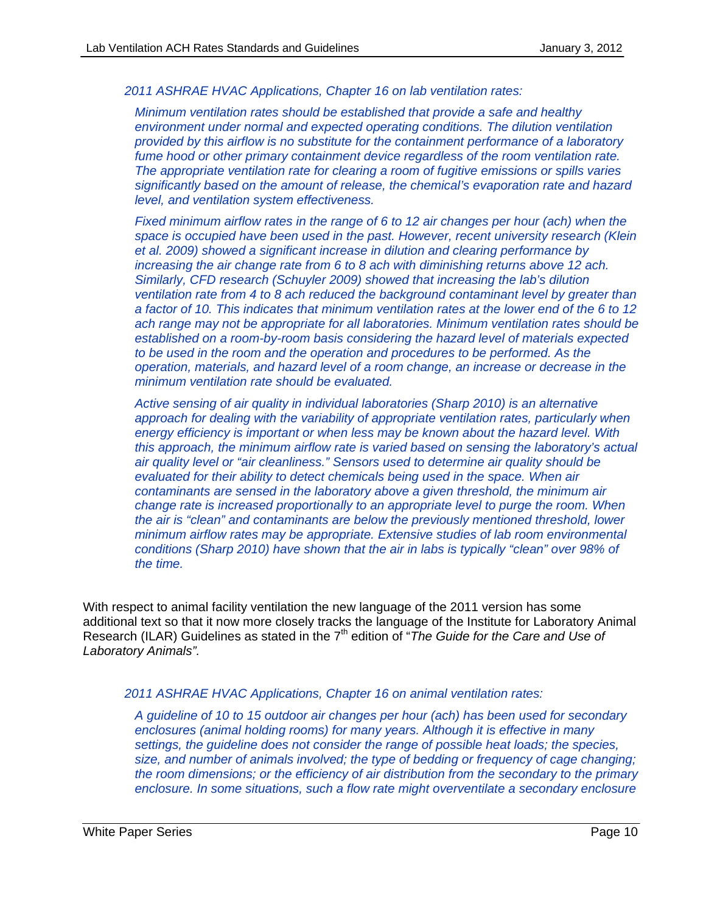*2011 ASHRAE HVAC Applications, Chapter 16 on lab ventilation rates:*

> *Minimum ventilation rates should be established that provide a safe and healthy environment under normal and expected operating conditions. The dilution ventilation provided by this airflow is no substitute for the containment performance of a laboratory fume hood or other primary containment device regardless of the room ventilation rate. The appropriate ventilation rate for clearing a room of fugitive emissions or spills varies significantly based on the amount of release, the chemical's evaporation rate and hazard level, and ventilation system effectiveness.*
>
> *Fixed minimum airflow rates in the range of 6 to 12 air changes per hour (ach) when the space is occupied have been used in the past. However, recent university research (Klein et al. 2009) showed a significant increase in dilution and clearing performance by increasing the air change rate from 6 to 8 ach with diminishing returns above 12 ach. Similarly, CFD research (Schuyler 2009) showed that increasing the lab's dilution ventilation rate from 4 to 8 ach reduced the background contaminant level by greater than a factor of 10. This indicates that minimum ventilation rates at the lower end of the 6 to 12 ach range may not be appropriate for all laboratories. Minimum ventilation rates should be established on a room-by-room basis considering the hazard level of materials expected to be used in the room and the operation and procedures to be performed. As the operation, materials, and hazard level of a room change, an increase or decrease in the minimum ventilation rate should be evaluated.*
>
> *Active sensing of air quality in individual laboratories (Sharp 2010) is an alternative approach for dealing with the variability of appropriate ventilation rates, particularly when energy efficiency is important or when less may be known about the hazard level. With this approach, the minimum airflow rate is varied based on sensing the laboratory's actual air quality level or "air cleanliness." Sensors used to determine air quality should be evaluated for their ability to detect chemicals being used in the space. When air contaminants are sensed in the laboratory above a given threshold, the minimum air change rate is increased proportionally to an appropriate level to purge the room. When the air is "clean" and contaminants are below the previously mentioned threshold, lower minimum airflow rates may be appropriate. Extensive studies of lab room environmental conditions (Sharp 2010) have shown that the air in labs is typically "clean" over 98% of the time.*

With respect to animal facility ventilation the new language of the 2011 version has some additional text so that it now more closely tracks the language of the Institute for Laboratory Animal Research (ILAR) Guidelines as stated in the 7th edition of "*The Guide for the Care and Use of Laboratory Animals".*

*2011 ASHRAE HVAC Applications, Chapter 16 on animal ventilation rates:*

> *A guideline of 10 to 15 outdoor air changes per hour (ach) has been used for secondary enclosures (animal holding rooms) for many years. Although it is effective in many settings, the guideline does not consider the range of possible heat loads; the species, size, and number of animals involved; the type of bedding or frequency of cage changing; the room dimensions; or the efficiency of air distribution from the secondary to the primary enclosure. In some situations, such a flow rate might overventilate a secondary enclosure*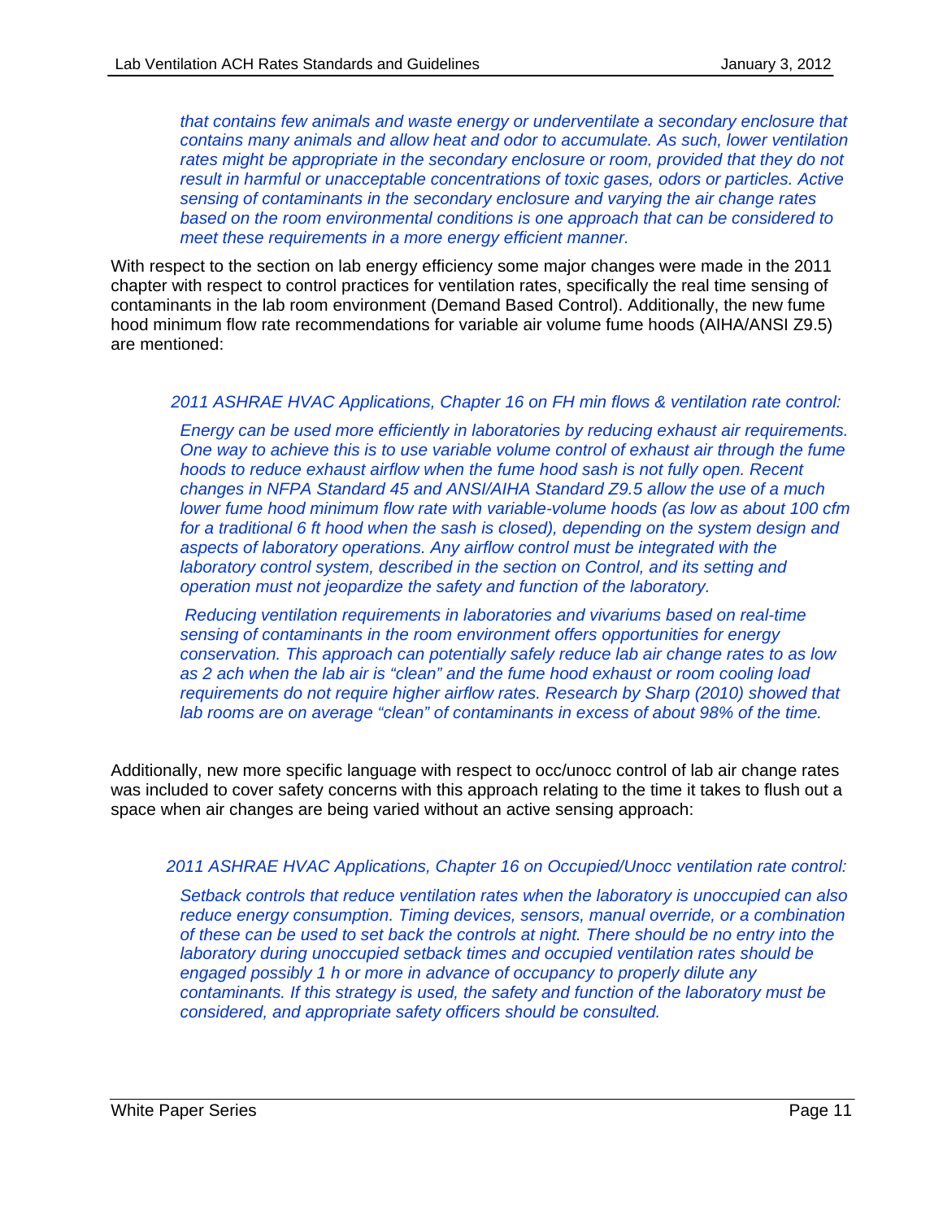*that contains few animals and waste energy or underventilate a secondary enclosure that contains many animals and allow heat and odor to accumulate. As such, lower ventilation rates might be appropriate in the secondary enclosure or room, provided that they do not result in harmful or unacceptable concentrations of toxic gases, odors or particles. Active sensing of contaminants in the secondary enclosure and varying the air change rates based on the room environmental conditions is one approach that can be considered to meet these requirements in a more energy efficient manner.*

With respect to the section on lab energy efficiency some major changes were made in the 2011 chapter with respect to control practices for ventilation rates, specifically the real time sensing of contaminants in the lab room environment (Demand Based Control). Additionally, the new fume hood minimum flow rate recommendations for variable air volume fume hoods (AIHA/ANSI Z9.5) are mentioned:

*2011 ASHRAE HVAC Applications, Chapter 16 on FH min flows & ventilation rate control:*

*Energy can be used more efficiently in laboratories by reducing exhaust air requirements. One way to achieve this is to use variable volume control of exhaust air through the fume hoods to reduce exhaust airflow when the fume hood sash is not fully open. Recent changes in NFPA Standard 45 and ANSI/AIHA Standard Z9.5 allow the use of a much lower fume hood minimum flow rate with variable-volume hoods (as low as about 100 cfm for a traditional 6 ft hood when the sash is closed), depending on the system design and aspects of laboratory operations. Any airflow control must be integrated with the laboratory control system, described in the section on Control, and its setting and operation must not jeopardize the safety and function of the laboratory.*

*Reducing ventilation requirements in laboratories and vivariums based on real-time sensing of contaminants in the room environment offers opportunities for energy conservation. This approach can potentially safely reduce lab air change rates to as low as 2 ach when the lab air is "clean" and the fume hood exhaust or room cooling load requirements do not require higher airflow rates. Research by Sharp (2010) showed that lab rooms are on average "clean" of contaminants in excess of about 98% of the time.*

Additionally, new more specific language with respect to occ/unocc control of lab air change rates was included to cover safety concerns with this approach relating to the time it takes to flush out a space when air changes are being varied without an active sensing approach:

*2011 ASHRAE HVAC Applications, Chapter 16 on Occupied/Unocc ventilation rate control:*

*Setback controls that reduce ventilation rates when the laboratory is unoccupied can also reduce energy consumption. Timing devices, sensors, manual override, or a combination of these can be used to set back the controls at night. There should be no entry into the laboratory during unoccupied setback times and occupied ventilation rates should be engaged possibly 1 h or more in advance of occupancy to properly dilute any contaminants. If this strategy is used, the safety and function of the laboratory must be considered, and appropriate safety officers should be consulted.*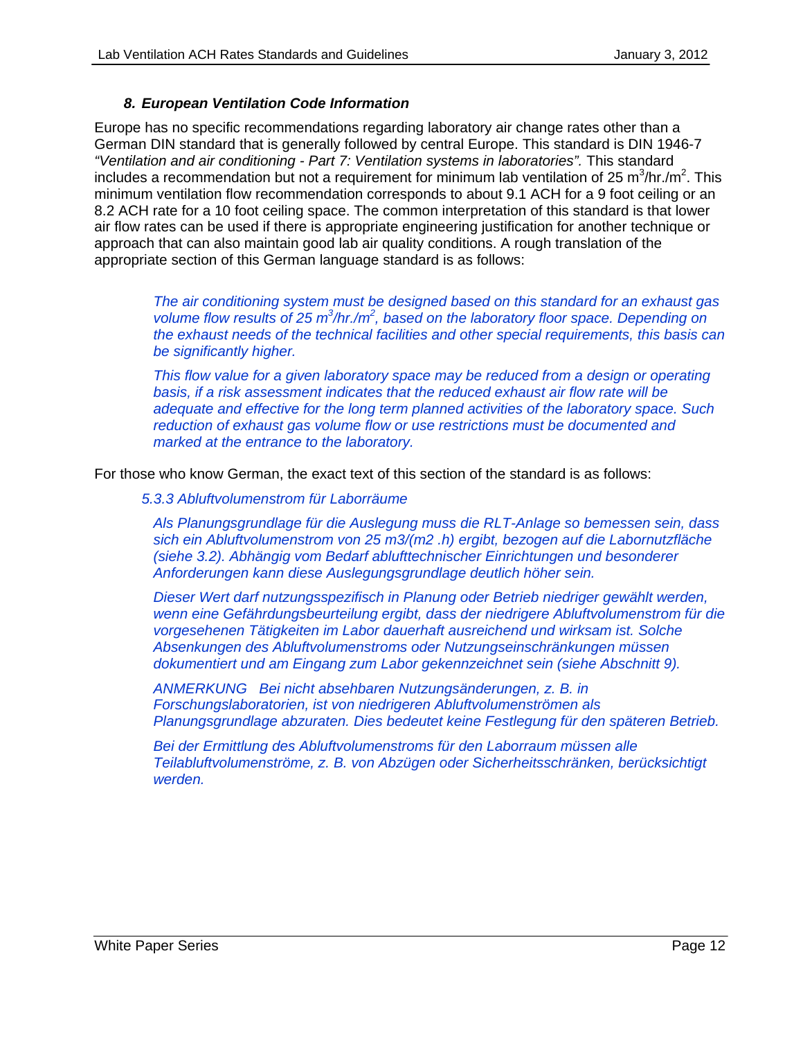### *8. European Ventilation Code Information*

Europe has no specific recommendations regarding laboratory air change rates other than a German DIN standard that is generally followed by central Europe. This standard is DIN 1946-7 *"Ventilation and air conditioning - Part 7: Ventilation systems in laboratories".* This standard includes a recommendation but not a requirement for minimum lab ventilation of 25 $m^3$/hr./$m^2$. This minimum ventilation flow recommendation corresponds to about 9.1 ACH for a 9 foot ceiling or an 8.2 ACH rate for a 10 foot ceiling space. The common interpretation of this standard is that lower air flow rates can be used if there is appropriate engineering justification for another technique or approach that can also maintain good lab air quality conditions. A rough translation of the appropriate section of this German language standard is as follows:

> *The air conditioning system must be designed based on this standard for an exhaust gas volume flow results of 25 $m^3$/hr./$m^2$, based on the laboratory floor space. Depending on the exhaust needs of the technical facilities and other special requirements, this basis can be significantly higher.*
>
> *This flow value for a given laboratory space may be reduced from a design or operating basis, if a risk assessment indicates that the reduced exhaust air flow rate will be adequate and effective for the long term planned activities of the laboratory space. Such reduction of exhaust gas volume flow or use restrictions must be documented and marked at the entrance to the laboratory.*

For those who know German, the exact text of this section of the standard is as follows:

> *5.3.3 Abluftvolumenstrom für Laborräume*
>
> *Als Planungsgrundlage für die Auslegung muss die RLT-Anlage so bemessen sein, dass sich ein Abluftvolumenstrom von 25 m3/(m2 .h) ergibt, bezogen auf die Labornutzfläche (siehe 3.2). Abhängig vom Bedarf ablufttechnischer Einrichtungen und besonderer Anforderungen kann diese Auslegungsgrundlage deutlich höher sein.*
>
> *Dieser Wert darf nutzungsspezifisch in Planung oder Betrieb niedriger gewählt werden, wenn eine Gefährdungsbeurteilung ergibt, dass der niedrigere Abluftvolumenstrom für die vorgesehenen Tätigkeiten im Labor dauerhaft ausreichend und wirksam ist. Solche Absenkungen des Abluftvolumenstroms oder Nutzungseinschränkungen müssen dokumentiert und am Eingang zum Labor gekennzeichnet sein (siehe Abschnitt 9).*
>
> *ANMERKUNG Bei nicht absehbaren Nutzungsänderungen, z. B. in Forschungslaboratorien, ist von niedrigeren Abluftvolumenströmen als Planungsgrundlage abzuraten. Dies bedeutet keine Festlegung für den späteren Betrieb.*
>
> *Bei der Ermittlung des Abluftvolumenstroms für den Laborraum müssen alle Teilabluftvolumenströme, z. B. von Abzügen oder Sicherheitsschränken, berücksichtigt werden.*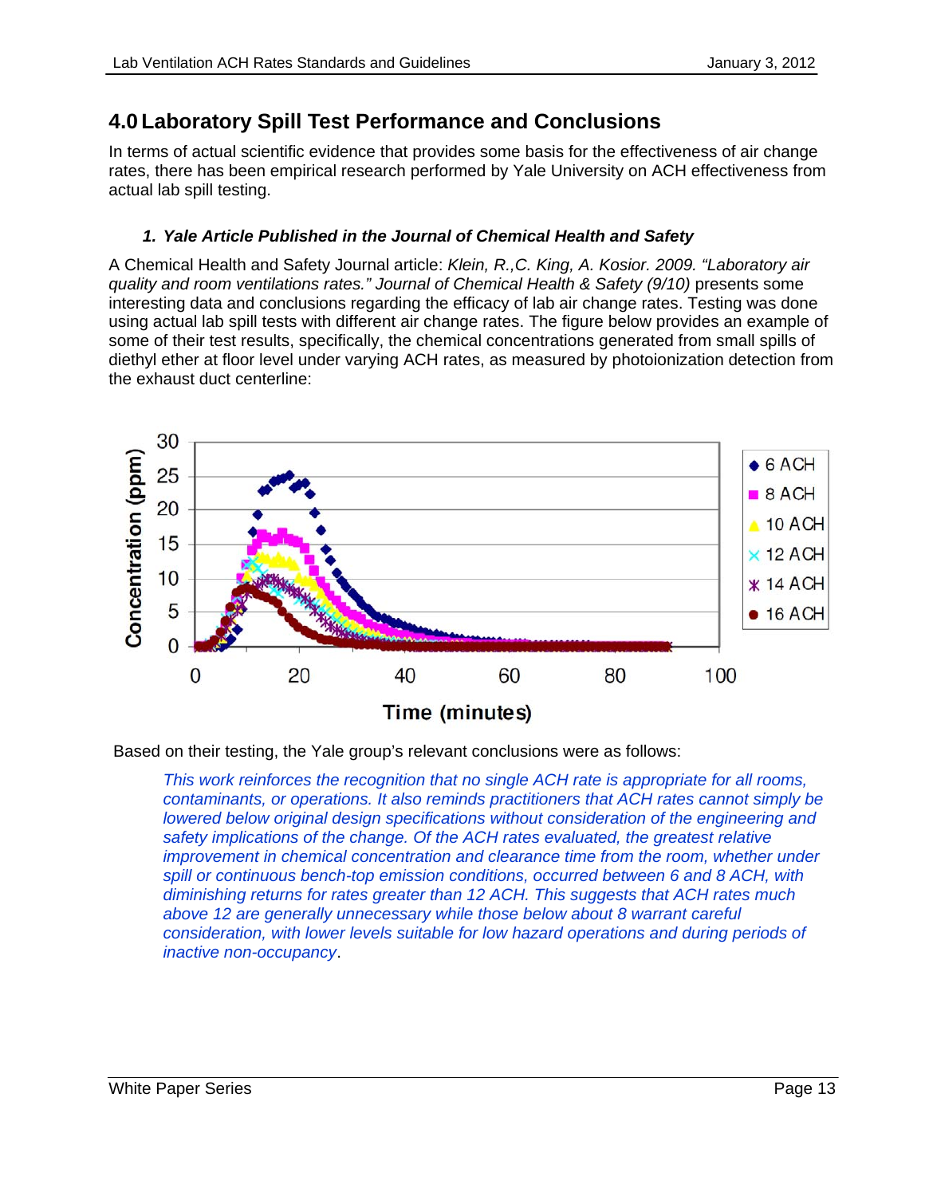# 4.0 Laboratory Spill Test Performance and Conclusions

In terms of actual scientific evidence that provides some basis for the effectiveness of air change rates, there has been empirical research performed by Yale University on ACH effectiveness from actual lab spill testing.

### *1. Yale Article Published in the Journal of Chemical Health and Safety*

A Chemical Health and Safety Journal article: *Klein, R.,C. King, A. Kosior. 2009. "Laboratory air quality and room ventilations rates." Journal of Chemical Health & Safety (9/10)* presents some interesting data and conclusions regarding the efficacy of lab air change rates. Testing was done using actual lab spill tests with different air change rates. The figure below provides an example of some of their test results, specifically, the chemical concentrations generated from small spills of diethyl ether at floor level under varying ACH rates, as measured by photoionization detection from the exhaust duct centerline:

Based on their testing, the Yale group's relevant conclusions were as follows:

> *This work reinforces the recognition that no single ACH rate is appropriate for all rooms, contaminants, or operations. It also reminds practitioners that ACH rates cannot simply be lowered below original design specifications without consideration of the engineering and safety implications of the change. Of the ACH rates evaluated, the greatest relative improvement in chemical concentration and clearance time from the room, whether under spill or continuous bench-top emission conditions, occurred between 6 and 8 ACH, with diminishing returns for rates greater than 12 ACH. This suggests that ACH rates much above 12 are generally unnecessary while those below about 8 warrant careful consideration, with lower levels suitable for low hazard operations and during periods of inactive non-occupancy*.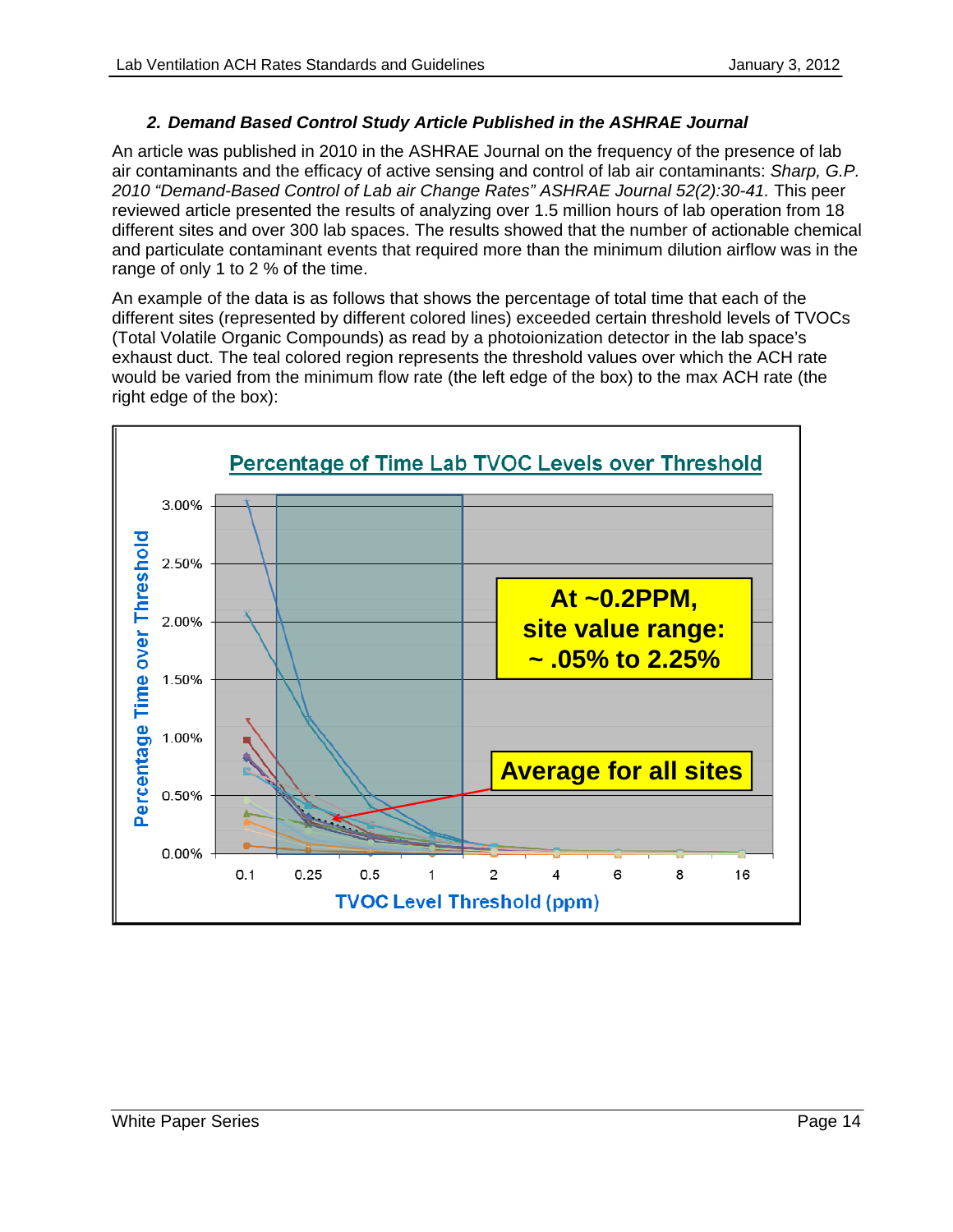### 2. Demand Based Control Study Article Published in the ASHRAE Journal

An article was published in 2010 in the ASHRAE Journal on the frequency of the presence of lab air contaminants and the efficacy of active sensing and control of lab air contaminants: *Sharp, G.P. 2010 "Demand-Based Control of Lab air Change Rates" ASHRAE Journal 52(2):30-41.* This peer reviewed article presented the results of analyzing over 1.5 million hours of lab operation from 18 different sites and over 300 lab spaces. The results showed that the number of actionable chemical and particulate contaminant events that required more than the minimum dilution airflow was in the range of only 1 to 2 % of the time.

An example of the data is as follows that shows the percentage of total time that each of the different sites (represented by different colored lines) exceeded certain threshold levels of TVOCs (Total Volatile Organic Compounds) as read by a photoionization detector in the lab space's exhaust duct. The teal colored region represents the threshold values over which the ACH rate would be varied from the minimum flow rate (the left edge of the box) to the max ACH rate (the right edge of the box):

Percentage of Time Lab TVOC Levels over Threshold

Percentage Time over Threshold

3.00%
2.50%
2.00%
1.50%
1.00%
0.50%
0.00%

0.1
0.25
0.5
1
2
4
6
8
16

TVOC Level Threshold (ppm)

At ~0.2PPM, site value range: ~ .05% to 2.25%

Average for all sites